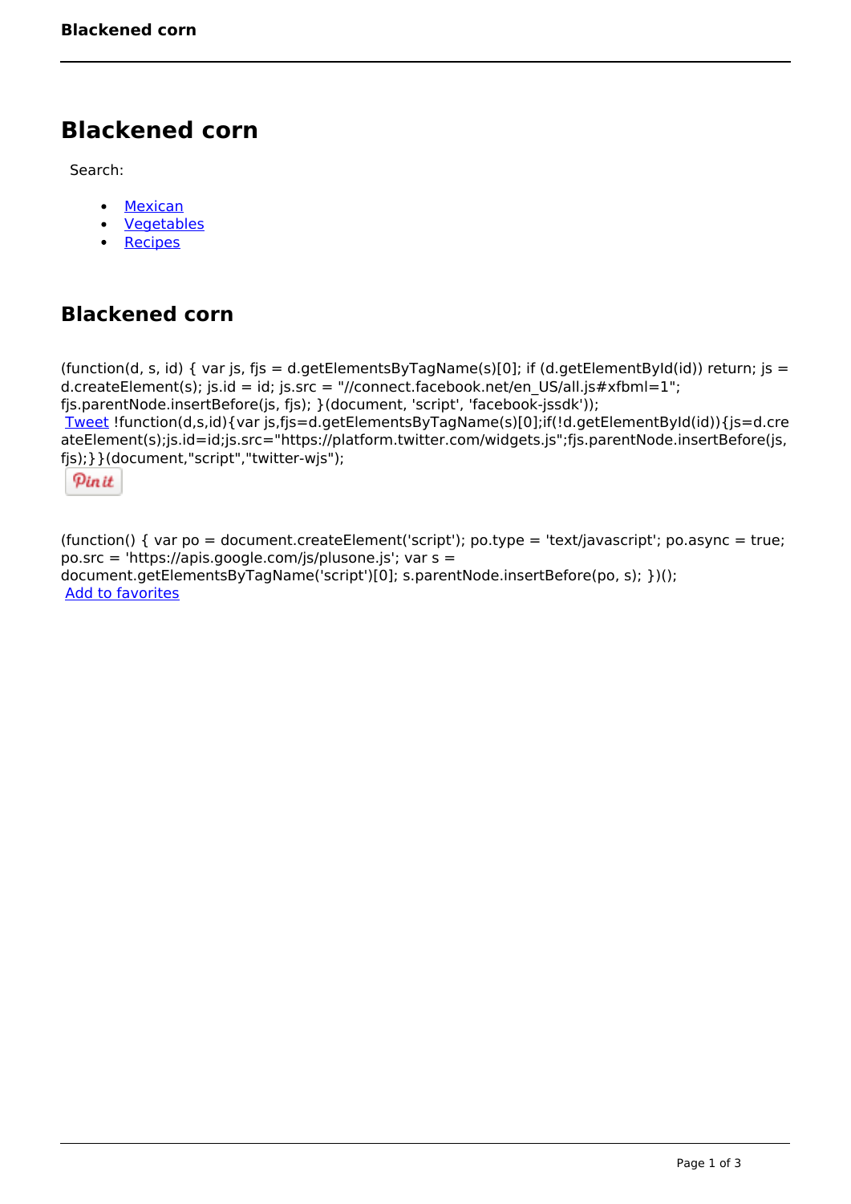# Blackened corn

Search:

- Mexican
- Vegetables
- Recipes

## Blackened corn

(function(d, s, id) { var js, fjs = d.getElementsByTagName(s)[0]; if (d.getElementById(id)) return; js = d.createElement(s); js.id = id; js.src = "//connect.facebook.net/en_US/all.js#xfbml=1"; fjs.parentNode.insertBefore(js, fjs); }(document, 'script', 'facebook-jssdk'));
Tweet !function(d,s,id){var js,fjs=d.getElementsByTagName(s)[0];if(!d.getElementById(id)){js=d.createElement(s);js.id=id;js.src="https://platform.twitter.com/widgets.js";fjs.parentNode.insertBefore(js, fjs);}}(document,"script","twitter-wjs");

Pin it

(function() { var po = document.createElement('script'); po.type = 'text/javascript'; po.async = true; po.src = 'https://apis.google.com/js/plusone.js'; var s = document.getElementsByTagName('script')[0]; s.parentNode.insertBefore(po, s); })();
Add to favorites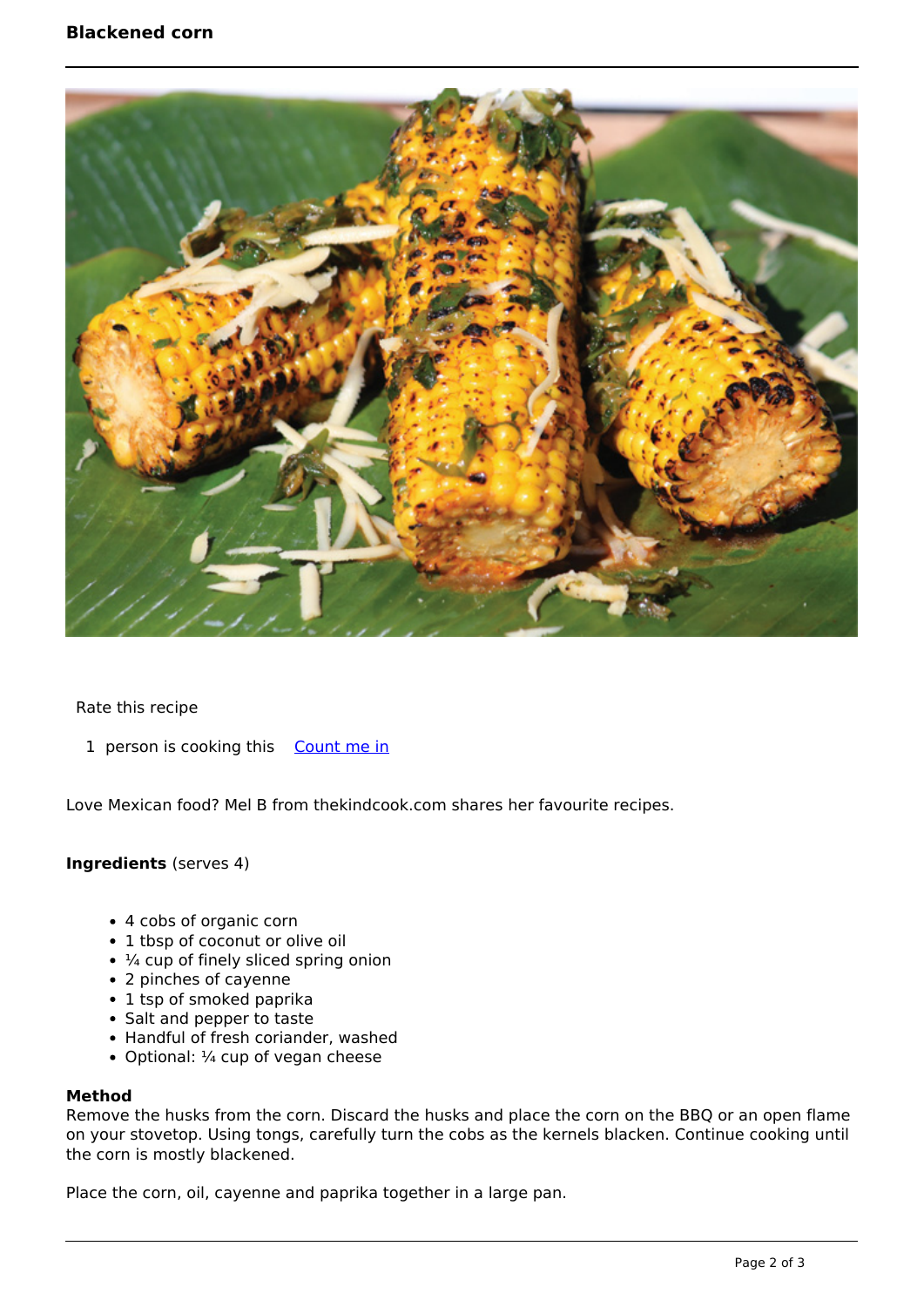# Blackened corn

Rate this recipe

1 person is cooking this Count me in

Love Mexican food? Mel B from thekindcook.com shares her favourite recipes.

**Ingredients** (serves 4)

- 4 cobs of organic corn
- 1 tbsp of coconut or olive oil
- ¼ cup of finely sliced spring onion
- 2 pinches of cayenne
- 1 tsp of smoked paprika
- Salt and pepper to taste
- Handful of fresh coriander, washed
- Optional: ¼ cup of vegan cheese

**Method**

Remove the husks from the corn. Discard the husks and place the corn on the BBQ or an open flame on your stovetop. Using tongs, carefully turn the cobs as the kernels blacken. Continue cooking until the corn is mostly blackened.

Place the corn, oil, cayenne and paprika together in a large pan.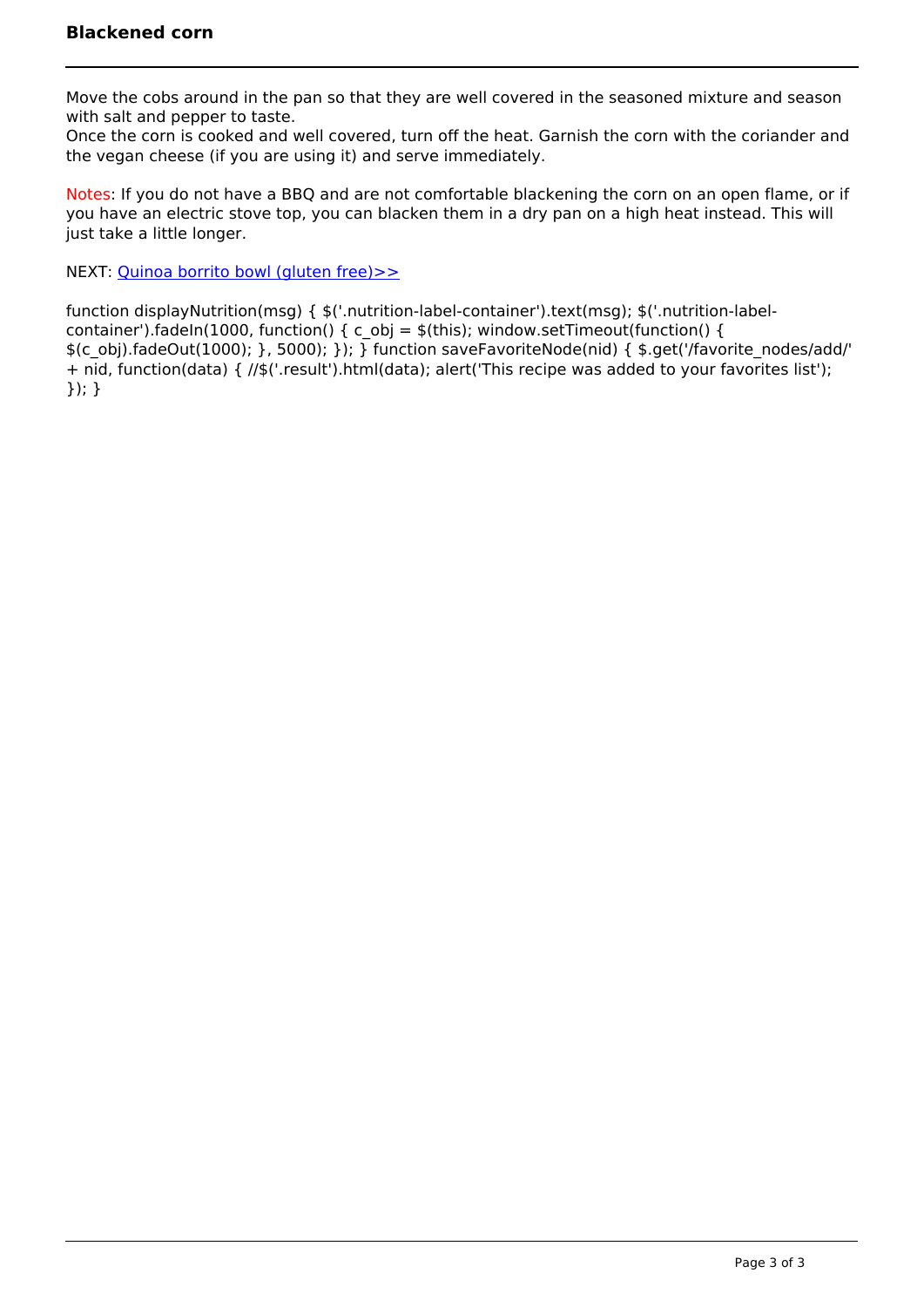Move the cobs around in the pan so that they are well covered in the seasoned mixture and season with salt and pepper to taste.
Once the corn is cooked and well covered, turn off the heat. Garnish the corn with the coriander and the vegan cheese (if you are using it) and serve immediately.

Notes: If you do not have a BBQ and are not comfortable blackening the corn on an open flame, or if you have an electric stove top, you can blacken them in a dry pan on a high heat instead. This will just take a little longer.

NEXT: [Quinoa borrito bowl (gluten free)>>]

```
function displayNutrition(msg) { $('.nutrition-label-container').text(msg); $('.nutrition-label-container').fadeIn(1000, function() { c_obj = $(this); window.setTimeout(function() { $(c_obj).fadeOut(1000); }, 5000); }); } function saveFavoriteNode(nid) { $.get('/favorite_nodes/add/' + nid, function(data) { //$('.result').html(data); alert('This recipe was added to your favorites list'); }); }
```